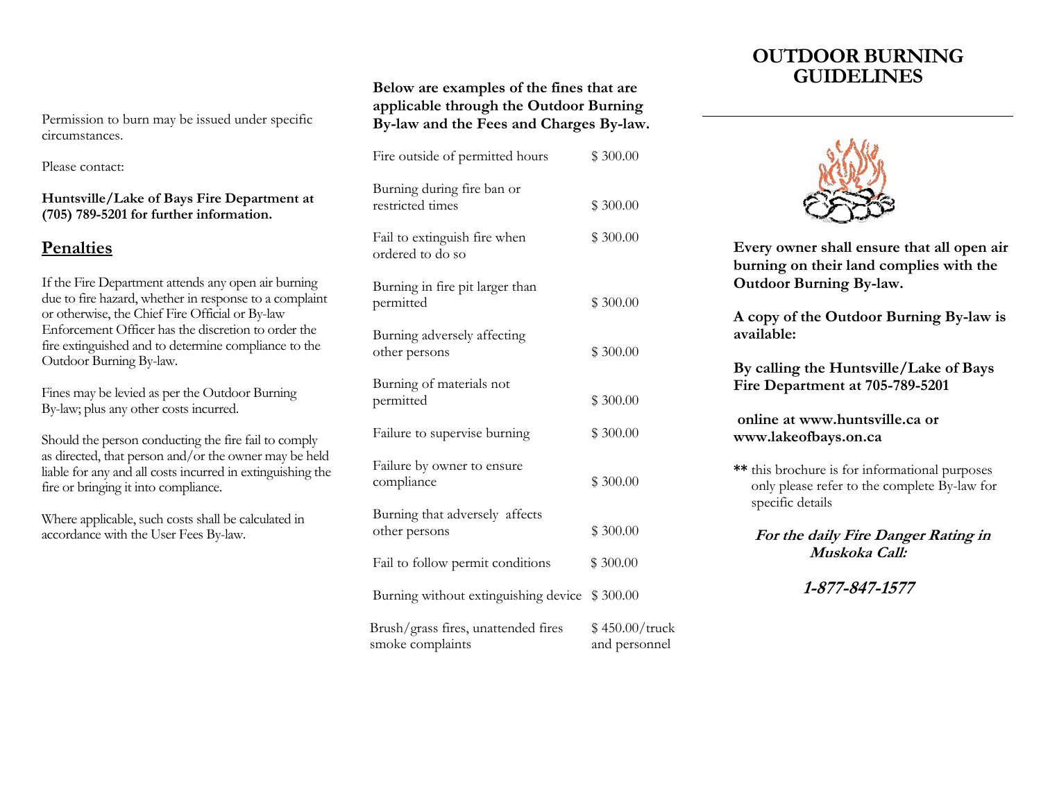Permission to burn may be issued under specific circumstances.

Please contact:

**Huntsville/Lake of Bays Fire Department at (705) 789-5201 for further information.**

## Penalties

If the Fire Department attends any open air burning due to fire hazard, whether in response to a complaint or otherwise, the Chief Fire Official or By-law Enforcement Officer has the discretion to order the fire extinguished and to determine compliance to the Outdoor Burning By-law.

Fines may be levied as per the Outdoor Burning By-law; plus any other costs incurred.

Should the person conducting the fire fail to comply as directed, that person and/or the owner may be held liable for any and all costs incurred in extinguishing the fire or bringing it into compliance.

Where applicable, such costs shall be calculated in accordance with the User Fees By-law.

**Below are examples of the fines that are applicable through the Outdoor Burning By-law and the Fees and Charges By-law.**

| | |
|---|---|
| Fire outside of permitted hours | $ 300.00 |
| Burning during fire ban or restricted times | $ 300.00 |
| Fail to extinguish fire when ordered to do so | $ 300.00 |
| Burning in fire pit larger than permitted | $ 300.00 |
| Burning adversely affecting other persons | $ 300.00 |
| Burning of materials not permitted | $ 300.00 |
| Failure to supervise burning | $ 300.00 |
| Failure by owner to ensure compliance | $ 300.00 |
| Burning that adversely affects other persons | $ 300.00 |
| Fail to follow permit conditions | $ 300.00 |
| Burning without extinguishing device | $ 300.00 |
| Brush/grass fires, unattended fires smoke complaints | $ 450.00/truck and personnel |

# OUTDOOR BURNING GUIDELINES

**Every owner shall ensure that all open air burning on their land complies with the Outdoor Burning By-law.**

**A copy of the Outdoor Burning By-law is available:**

**By calling the Huntsville/Lake of Bays Fire Department at 705-789-5201**

**online at www.huntsville.ca or www.lakeofbays.on.ca**

**\*\*** this brochure is for informational purposes only please refer to the complete By-law for specific details

***For the daily Fire Danger Rating in Muskoka Call:***

***1-877-847-1577***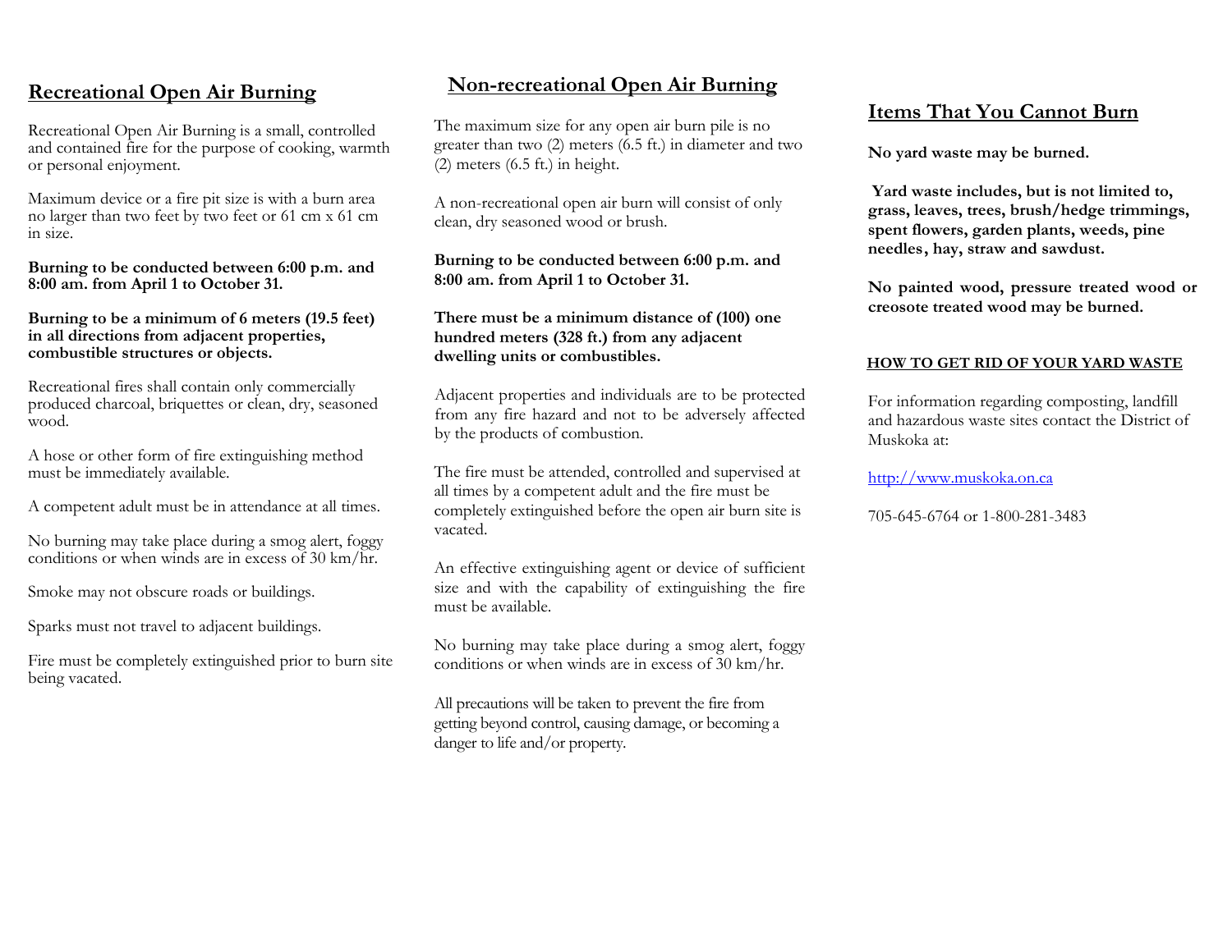## Recreational Open Air Burning

Recreational Open Air Burning is a small, controlled and contained fire for the purpose of cooking, warmth or personal enjoyment.

Maximum device or a fire pit size is with a burn area no larger than two feet by two feet or 61 cm x 61 cm in size.

**Burning to be conducted between 6:00 p.m. and 8:00 am. from April 1 to October 31.**

**Burning to be a minimum of 6 meters (19.5 feet) in all directions from adjacent properties, combustible structures or objects.**

Recreational fires shall contain only commercially produced charcoal, briquettes or clean, dry, seasoned wood.

A hose or other form of fire extinguishing method must be immediately available.

A competent adult must be in attendance at all times.

No burning may take place during a smog alert, foggy conditions or when winds are in excess of 30 km/hr.

Smoke may not obscure roads or buildings.

Sparks must not travel to adjacent buildings.

Fire must be completely extinguished prior to burn site being vacated.

## Non-recreational Open Air Burning

The maximum size for any open air burn pile is no greater than two (2) meters (6.5 ft.) in diameter and two (2) meters (6.5 ft.) in height.

A non-recreational open air burn will consist of only clean, dry seasoned wood or brush.

**Burning to be conducted between 6:00 p.m. and 8:00 am. from April 1 to October 31.**

**There must be a minimum distance of (100) one hundred meters (328 ft.) from any adjacent dwelling units or combustibles.**

Adjacent properties and individuals are to be protected from any fire hazard and not to be adversely affected by the products of combustion.

The fire must be attended, controlled and supervised at all times by a competent adult and the fire must be completely extinguished before the open air burn site is vacated.

An effective extinguishing agent or device of sufficient size and with the capability of extinguishing the fire must be available.

No burning may take place during a smog alert, foggy conditions or when winds are in excess of 30 km/hr.

All precautions will be taken to prevent the fire from getting beyond control, causing damage, or becoming a danger to life and/or property.

## Items That You Cannot Burn

**No yard waste may be burned.**

**Yard waste includes, but is not limited to, grass, leaves, trees, brush/hedge trimmings, spent flowers, garden plants, weeds, pine needles, hay, straw and sawdust.**

**No painted wood, pressure treated wood or creosote treated wood may be burned.**

### HOW TO GET RID OF YOUR YARD WASTE

For information regarding composting, landfill and hazardous waste sites contact the District of Muskoka at:

http://www.muskoka.on.ca

705-645-6764 or 1-800-281-3483